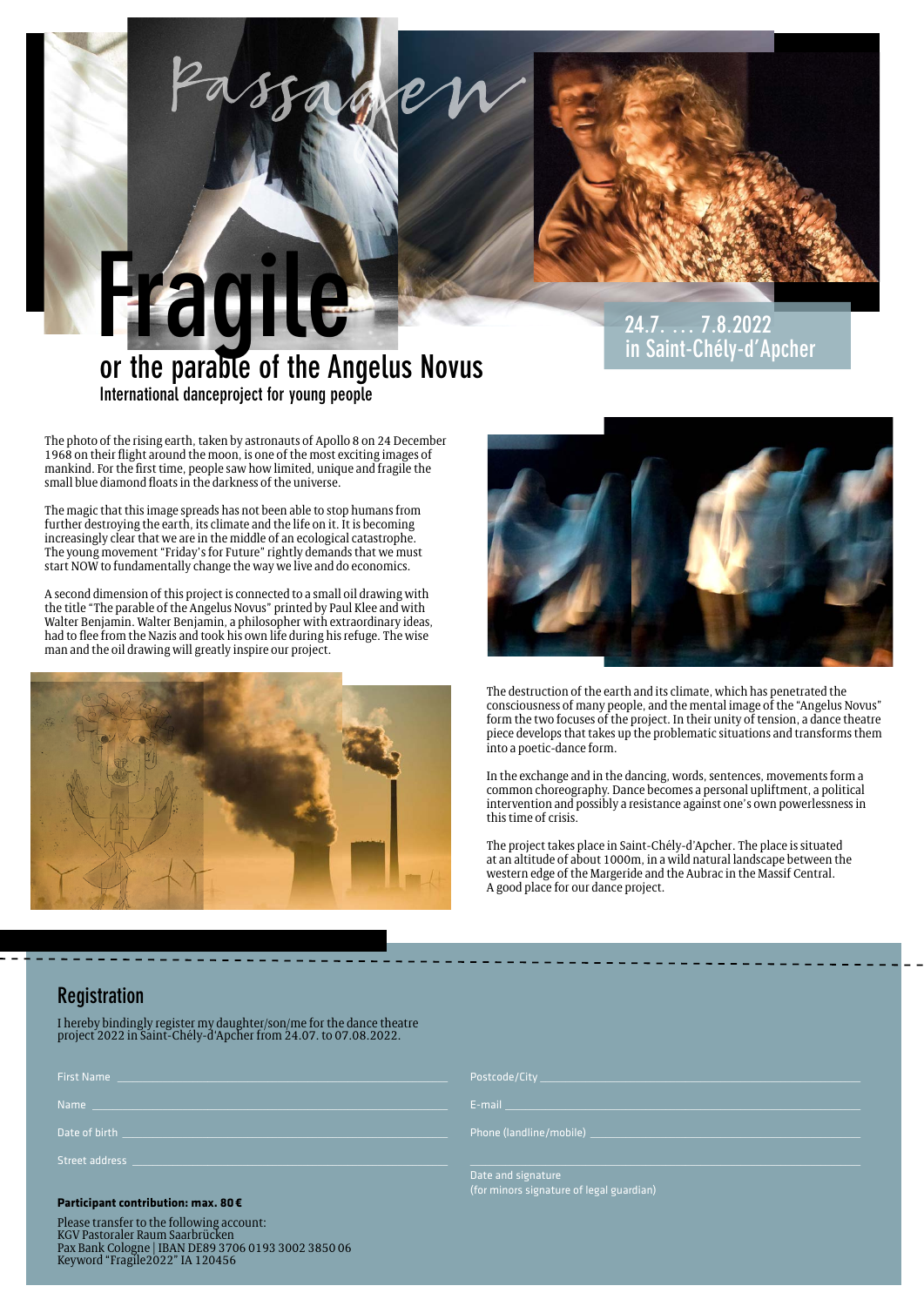Passagen

# Fragile

## or the parable of the Angelus Novus

International danceproject for young people

24.7. … 7.8.2022
in Saint-Chély-d'Apcher

The photo of the rising earth, taken by astronauts of Apollo 8 on 24 December 1968 on their flight around the moon, is one of the most exciting images of mankind. For the first time, people saw how limited, unique and fragile the small blue diamond floats in the darkness of the universe.

The magic that this image spreads has not been able to stop humans from further destroying the earth, its climate and the life on it. It is becoming increasingly clear that we are in the middle of an ecological catastrophe. The young movement "Friday's for Future" rightly demands that we must start NOW to fundamentally change the way we live and do economics.

A second dimension of this project is connected to a small oil drawing with the title "The parable of the Angelus Novus" printed by Paul Klee and with Walter Benjamin. Walter Benjamin, a philosopher with extraordinary ideas, had to flee from the Nazis and took his own life during his refuge. The wise man and the oil drawing will greatly inspire our project.

The destruction of the earth and its climate, which has penetrated the consciousness of many people, and the mental image of the "Angelus Novus" form the two focuses of the project. In their unity of tension, a dance theatre piece develops that takes up the problematic situations and transforms them into a poetic-dance form.

In the exchange and in the dancing, words, sentences, movements form a common choreography. Dance becomes a personal upliftment, a political intervention and possibly a resistance against one's own powerlessness in this time of crisis.

The project takes place in Saint-Chély-d'Apcher. The place is situated at an altitude of about 1000m, in a wild natural landscape between the western edge of the Margeride and the Aubrac in the Massif Central. A good place for our dance project.

## Registration

I hereby bindingly register my daughter/son/me for the dance theatre project 2022 in Saint-Chély-d'Apcher from 24.07. to 07.08.2022.

First Name ______________________

Name ______________________

Date of birth ______________________

Street address ______________________

Postcode/City ______________________

E-mail ______________________

Phone (landline/mobile) ______________________

______________________
Date and signature
(for minors signature of legal guardian)

**Participant contribution: max. 80 €**

Please transfer to the following account:
KGV Pastoraler Raum Saarbrücken
Pax Bank Cologne | IBAN DE89 3706 0193 3002 3850 06
Keyword "Fragile2022" IA 120456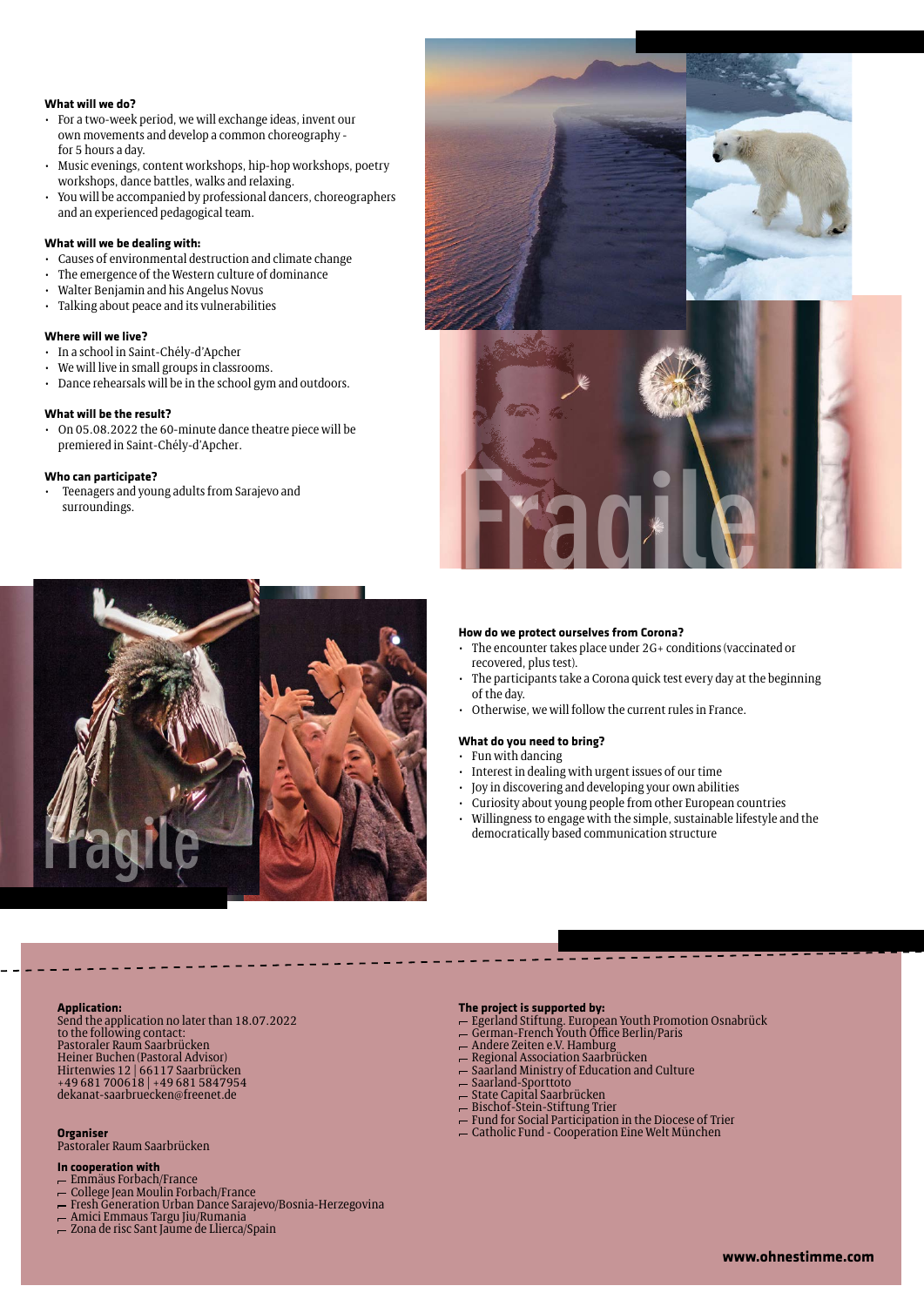### What will we do?

- For a two-week period, we will exchange ideas, invent our own movements and develop a common choreography - for 5 hours a day.
- Music evenings, content workshops, hip-hop workshops, poetry workshops, dance battles, walks and relaxing.
- You will be accompanied by professional dancers, choreographers and an experienced pedagogical team.

### What will we be dealing with:

- Causes of environmental destruction and climate change
- The emergence of the Western culture of dominance
- Walter Benjamin and his Angelus Novus
- Talking about peace and its vulnerabilities

### Where will we live?

- In a school in Saint-Chély-d'Apcher
- We will live in small groups in classrooms.
- Dance rehearsals will be in the school gym and outdoors.

### What will be the result?

- On 05.08.2022 the 60-minute dance theatre piece will be premiered in Saint-Chély-d'Apcher.

### Who can participate?

- Teenagers and young adults from Sarajevo and surroundings.

Fragile

Fragile

### How do we protect ourselves from Corona?

- The encounter takes place under 2G+ conditions (vaccinated or recovered, plus test).
- The participants take a Corona quick test every day at the beginning of the day.
- Otherwise, we will follow the current rules in France.

### What do you need to bring?

- Fun with dancing
- Interest in dealing with urgent issues of our time
- Joy in discovering and developing your own abilities
- Curiosity about young people from other European countries
- Willingness to engage with the simple, sustainable lifestyle and the democratically based communication structure

**Application:**
Send the application no later than 18.07.2022
to the following contact:
Pastoraler Raum Saarbrücken
Heiner Buchen (Pastoral Advisor)
Hirtenwies 12 | 66117 Saarbrücken
+49 681 700618 | +49 681 5847954
dekanat-saarbruecken@freenet.de

**Organiser**
Pastoraler Raum Saarbrücken

**In cooperation with**

- Emmäus Forbach/France
- College Jean Moulin Forbach/France
- Fresh Generation Urban Dance Sarajevo/Bosnia-Herzegovina
- Amici Emmaus Targu Jiu/Rumania
- Zona de risc Sant Jaume de Llierca/Spain

**The project is supported by:**

- Egerland Stiftung. European Youth Promotion Osnabrück
- German-French Youth Office Berlin/Paris
- Andere Zeiten e.V. Hamburg
- Regional Association Saarbrücken
- Saarland Ministry of Education and Culture
- Saarland-Sporttoto
- State Capital Saarbrücken
- Bischof-Stein-Stiftung Trier
- Fund for Social Participation in the Diocese of Trier
- Catholic Fund - Cooperation Eine Welt München

**www.ohnestimme.com**